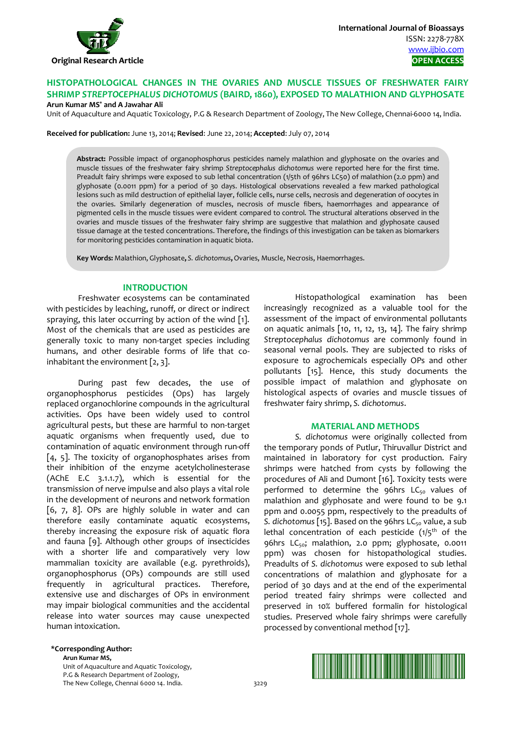International Journal of Bioassays
ISSN: 2278-778X
www.ijbio.com
OPEN ACCESS

Original Research Article

# HISTOPATHOLOGICAL CHANGES IN THE OVARIES AND MUSCLE TISSUES OF FRESHWATER FAIRY SHRIMP *STREPTOCEPHALUS DICHOTOMUS* (BAIRD, 1860), EXPOSED TO MALATHION AND GLYPHOSATE

**Arun Kumar MS*** **and A Jawahar Ali**

Unit of Aquaculture and Aquatic Toxicology, P.G & Research Department of Zoology, The New College, Chennai-6000 14, India.

**Received for publication:** June 13, 2014; **Revised**: June 22, 2014; **Accepted**: July 07, 2014

**Abstract:** Possible impact of organophosphorus pesticides namely malathion and glyphosate on the ovaries and muscle tissues of the freshwater fairy shrimp *Streptocephalus dichotomus* were reported here for the first time. Preadult fairy shrimps were exposed to sub lethal concentration (1/5th of 96hrs LC50) of malathion (2.0 ppm) and glyphosate (0.0011 ppm) for a period of 30 days. Histological observations revealed a few marked pathological lesions such as mild destruction of epithelial layer, follicle cells, nurse cells, necrosis and degeneration of oocytes in the ovaries. Similarly degeneration of muscles, necrosis of muscle fibers, haemorrhages and appearance of pigmented cells in the muscle tissues were evident compared to control. The structural alterations observed in the ovaries and muscle tissues of the freshwater fairy shrimp are suggestive that malathion and glyphosate caused tissue damage at the tested concentrations. Therefore, the findings of this investigation can be taken as biomarkers for monitoring pesticides contamination in aquatic biota.

**Key Words:** Malathion, Glyphosate, *S. dichotomus*, Ovaries, Muscle, Necrosis, Haemorrhages.

## INTRODUCTION

Freshwater ecosystems can be contaminated with pesticides by leaching, runoff, or direct or indirect spraying, this later occurring by action of the wind [1]. Most of the chemicals that are used as pesticides are generally toxic to many non-target species including humans, and other desirable forms of life that co-inhabitant the environment [2, 3].

During past few decades, the use of organophosphorus pesticides (Ops) has largely replaced organochlorine compounds in the agricultural activities. Ops have been widely used to control agricultural pests, but these are harmful to non-target aquatic organisms when frequently used, due to contamination of aquatic environment through run-off [4, 5]. The toxicity of organophosphates arises from their inhibition of the enzyme acetylcholinesterase (AChE E.C 3.1.1.7), which is essential for the transmission of nerve impulse and also plays a vital role in the development of neurons and network formation [6, 7, 8]. OPs are highly soluble in water and can therefore easily contaminate aquatic ecosystems, thereby increasing the exposure risk of aquatic flora and fauna [9]. Although other groups of insecticides with a shorter life and comparatively very low mammalian toxicity are available (e.g. pyrethroids), organophosphorus (OPs) compounds are still used frequently in agricultural practices. Therefore, extensive use and discharges of OPs in environment may impair biological communities and the accidental release into water sources may cause unexpected human intoxication.

Histopathological examination has been increasingly recognized as a valuable tool for the assessment of the impact of environmental pollutants on aquatic animals [10, 11, 12, 13, 14]. The fairy shrimp *Streptocephalus dichotomus* are commonly found in seasonal vernal pools. They are subjected to risks of exposure to agrochemicals especially OPs and other pollutants [15]. Hence, this study documents the possible impact of malathion and glyphosate on histological aspects of ovaries and muscle tissues of freshwater fairy shrimp, *S. dichotomus*.

## MATERIAL AND METHODS

*S. dichotomus* were originally collected from the temporary ponds of Putlur, Thiruvallur District and maintained in laboratory for cyst production. Fairy shrimps were hatched from cysts by following the procedures of Ali and Dumont [16]. Toxicity tests were performed to determine the 96hrs $LC_{50}$ values of malathion and glyphosate and were found to be 9.1 ppm and 0.0055 ppm, respectively to the preadults of *S. dichotomus* [15]. Based on the 96hrs $LC_{50}$ value, a sub lethal concentration of each pesticide ($1/5^{th}$ of the 96hrs $LC_{50}$; malathion, 2.0 ppm; glyphosate, 0.0011 ppm) was chosen for histopathological studies. Preadults of *S. dichotomus* were exposed to sub lethal concentrations of malathion and glyphosate for a period of 30 days and at the end of the experimental period treated fairy shrimps were collected and preserved in 10% buffered formalin for histological studies. Preserved whole fairy shrimps were carefully processed by conventional method [17].

***Corresponding Author:**
**Arun Kumar MS,**
Unit of Aquaculture and Aquatic Toxicology,
P.G & Research Department of Zoology,
The New College, Chennai 6000 14. India.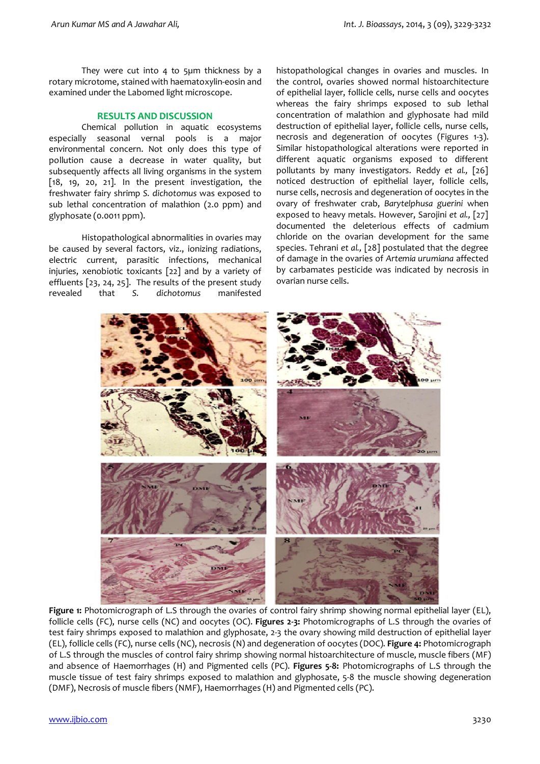They were cut into 4 to 5µm thickness by a rotary microtome, stained with haematoxylin-eosin and examined under the Labomed light microscope.

## RESULTS AND DISCUSSION

Chemical pollution in aquatic ecosystems especially seasonal vernal pools is a major environmental concern. Not only does this type of pollution cause a decrease in water quality, but subsequently affects all living organisms in the system [18, 19, 20, 21]. In the present investigation, the freshwater fairy shrimp *S. dichotomus* was exposed to sub lethal concentration of malathion (2.0 ppm) and glyphosate (0.0011 ppm).

Histopathological abnormalities in ovaries may be caused by several factors, viz., ionizing radiations, electric current, parasitic infections, mechanical injuries, xenobiotic toxicants [22] and by a variety of effluents [23, 24, 25]. The results of the present study revealed that *S. dichotomus* manifested histopathological changes in ovaries and muscles. In the control, ovaries showed normal histoarchitecture of epithelial layer, follicle cells, nurse cells and oocytes whereas the fairy shrimps exposed to sub lethal concentration of malathion and glyphosate had mild destruction of epithelial layer, follicle cells, nurse cells, necrosis and degeneration of oocytes (Figures 1-3). Similar histopathological alterations were reported in different aquatic organisms exposed to different pollutants by many investigators. Reddy *et al.,* [26] noticed destruction of epithelial layer, follicle cells, nurse cells, necrosis and degeneration of oocytes in the ovary of freshwater crab, *Barytelphusa guerini* when exposed to heavy metals. However, Sarojini *et al.,* [27] documented the deleterious effects of cadmium chloride on the ovarian development for the same species. Tehrani *et al.,* [28] postulated that the degree of damage in the ovaries of *Artemia urumiana* affected by carbamates pesticide was indicated by necrosis in ovarian nurse cells.

**Figure 1:** Photomicrograph of L.S through the ovaries of control fairy shrimp showing normal epithelial layer (EL), follicle cells (FC), nurse cells (NC) and oocytes (OC). **Figures 2-3:** Photomicrographs of L.S through the ovaries of test fairy shrimps exposed to malathion and glyphosate, 2-3 the ovary showing mild destruction of epithelial layer (EL), follicle cells (FC), nurse cells (NC), necrosis (N) and degeneration of oocytes (DOC). **Figure 4:** Photomicrograph of L.S through the muscles of control fairy shrimp showing normal histoarchitecture of muscle, muscle fibers (MF) and absence of Haemorrhages (H) and Pigmented cells (PC). **Figures 5-8:** Photomicrographs of L.S through the muscle tissue of test fairy shrimps exposed to malathion and glyphosate, 5-8 the muscle showing degeneration (DMF), Necrosis of muscle fibers (NMF), Haemorrhages (H) and Pigmented cells (PC).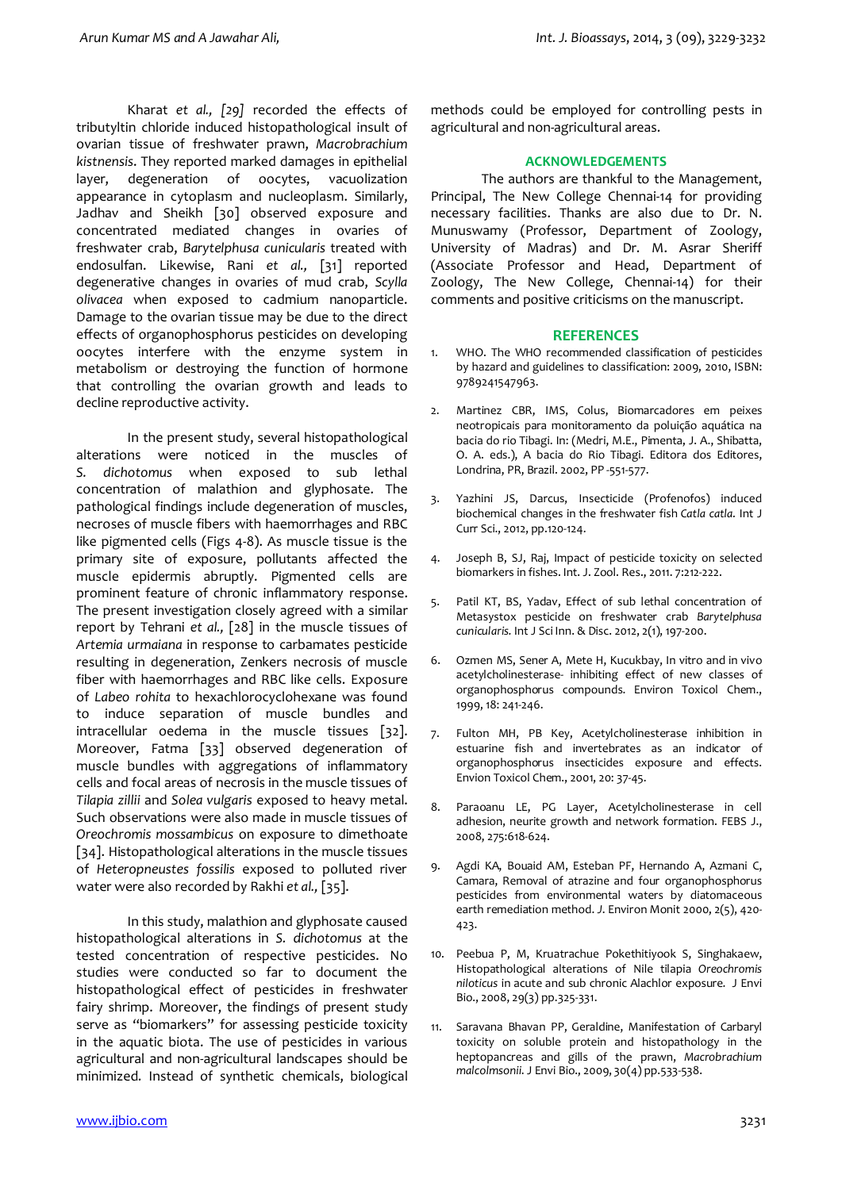Kharat *et al.,* [29] recorded the effects of tributyltin chloride induced histopathological insult of ovarian tissue of freshwater prawn, *Macrobrachium kistnensis*. They reported marked damages in epithelial layer, degeneration of oocytes, vacuolization appearance in cytoplasm and nucleoplasm. Similarly, Jadhav and Sheikh [30] observed exposure and concentrated mediated changes in ovaries of freshwater crab, *Barytelphusa cunicularis* treated with endosulfan. Likewise, Rani *et al.,* [31] reported degenerative changes in ovaries of mud crab, *Scylla olivacea* when exposed to cadmium nanoparticle. Damage to the ovarian tissue may be due to the direct effects of organophosphorus pesticides on developing oocytes interfere with the enzyme system in metabolism or destroying the function of hormone that controlling the ovarian growth and leads to decline reproductive activity.

In the present study, several histopathological alterations were noticed in the muscles of *S. dichotomus* when exposed to sub lethal concentration of malathion and glyphosate. The pathological findings include degeneration of muscles, necroses of muscle fibers with haemorrhages and RBC like pigmented cells (Figs 4-8). As muscle tissue is the primary site of exposure, pollutants affected the muscle epidermis abruptly. Pigmented cells are prominent feature of chronic inflammatory response. The present investigation closely agreed with a similar report by Tehrani *et al.,* [28] in the muscle tissues of *Artemia urmaiana* in response to carbamates pesticide resulting in degeneration, Zenkers necrosis of muscle fiber with haemorrhages and RBC like cells. Exposure of *Labeo rohita* to hexachlorocyclohexane was found to induce separation of muscle bundles and intracellular oedema in the muscle tissues [32]. Moreover, Fatma [33] observed degeneration of muscle bundles with aggregations of inflammatory cells and focal areas of necrosis in the muscle tissues of *Tilapia zillii* and *Solea vulgaris* exposed to heavy metal. Such observations were also made in muscle tissues of *Oreochromis mossambicus* on exposure to dimethoate [34]. Histopathological alterations in the muscle tissues of *Heteropneustes fossilis* exposed to polluted river water were also recorded by Rakhi *et al.,* [35].

In this study, malathion and glyphosate caused histopathological alterations in *S. dichotomus* at the tested concentration of respective pesticides. No studies were conducted so far to document the histopathological effect of pesticides in freshwater fairy shrimp. Moreover, the findings of present study serve as "biomarkers" for assessing pesticide toxicity in the aquatic biota. The use of pesticides in various agricultural and non-agricultural landscapes should be minimized. Instead of synthetic chemicals, biological methods could be employed for controlling pests in agricultural and non-agricultural areas.

## ACKNOWLEDGEMENTS

The authors are thankful to the Management, Principal, The New College Chennai-14 for providing necessary facilities. Thanks are also due to Dr. N. Munuswamy (Professor, Department of Zoology, University of Madras) and Dr. M. Asrar Sheriff (Associate Professor and Head, Department of Zoology, The New College, Chennai-14) for their comments and positive criticisms on the manuscript.

## REFERENCES

1. WHO. The WHO recommended classification of pesticides by hazard and guidelines to classification: 2009, 2010, ISBN: 9789241547963.
2. Martinez CBR, IMS, Colus, Biomarcadores em peixes neotropicais para monitoramento da poluição aquática na bacia do rio Tibagi. In: (Medri, M.E., Pimenta, J. A., Shibatta, O. A. eds.), A bacia do Rio Tibagi. Editora dos Editores, Londrina, PR, Brazil. 2002, PP -551-577.
3. Yazhini JS, Darcus, Insecticide (Profenofos) induced biochemical changes in the freshwater fish *Catla catla*. Int J Curr Sci., 2012, pp.120-124.
4. Joseph B, SJ, Raj, Impact of pesticide toxicity on selected biomarkers in fishes. Int. J. Zool. Res., 2011. 7:212-222.
5. Patil KT, BS, Yadav, Effect of sub lethal concentration of Metasystox pesticide on freshwater crab *Barytelphusa cunicularis*. Int J Sci Inn. & Disc. 2012, 2(1), 197-200.
6. Ozmen MS, Sener A, Mete H, Kucukbay, In vitro and in vivo acetylcholinesterase- inhibiting effect of new classes of organophosphorus compounds. Environ Toxicol Chem., 1999, 18: 241-246.
7. Fulton MH, PB Key, Acetylcholinesterase inhibition in estuarine fish and invertebrates as an indicator of organophosphorus insecticides exposure and effects. Envion Toxicol Chem., 2001, 20: 37-45.
8. Paraoanu LE, PG Layer, Acetylcholinesterase in cell adhesion, neurite growth and network formation. FEBS J., 2008, 275:618-624.
9. Agdi KA, Bouaid AM, Esteban PF, Hernando A, Azmani C, Camara, Removal of atrazine and four organophosphorus pesticides from environmental waters by diatomaceous earth remediation method. J. Environ Monit 2000, 2(5), 420-423.
10. Peebua P, M, Kruatrachue Pokethitiyook S, Singhakaew, Histopathological alterations of Nile tilapia *Oreochromis niloticus* in acute and sub chronic Alachlor exposure. J Envi Bio., 2008, 29(3) pp.325-331.
11. Saravana Bhavan PP, Geraldine, Manifestation of Carbaryl toxicity on soluble protein and histopathology in the heptopancreas and gills of the prawn, *Macrobrachium malcolmsonii*. J Envi Bio., 2009, 30(4) pp.533-538.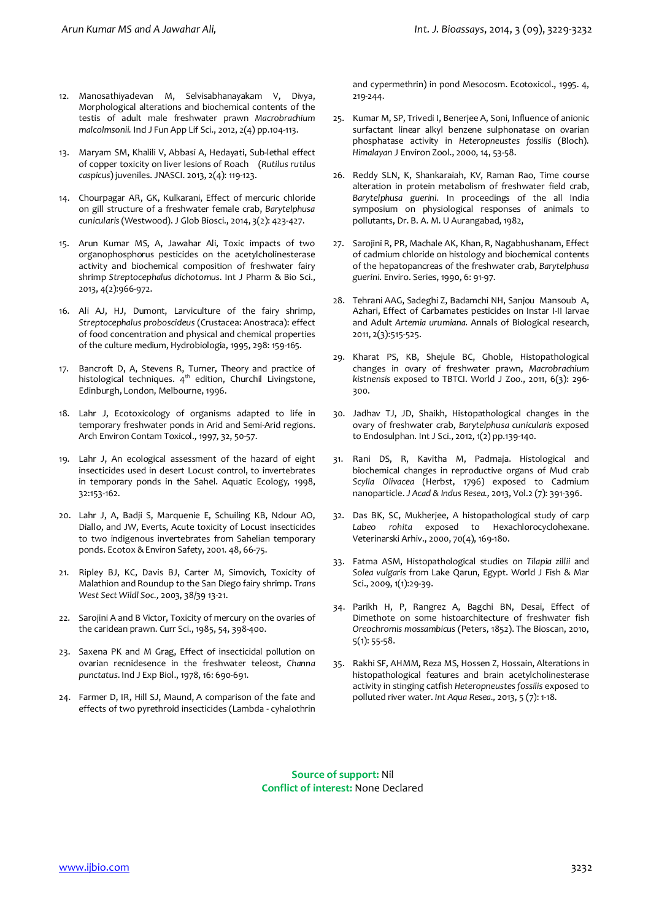12. Manosathiyadevan M, Selvisabhanayakam V, Divya, Morphological alterations and biochemical contents of the testis of adult male freshwater prawn *Macrobrachium malcolmsonii.* Ind J Fun App Lif Sci., 2012, 2(4) pp.104-113.

13. Maryam SM, Khalili V, Abbasi A, Hedayati, Sub-lethal effect of copper toxicity on liver lesions of Roach (*Rutilus rutilus caspicus*) juveniles. JNASCI. 2013, 2(4): 119-123.

14. Chourpagar AR, GK, Kulkarani, Effect of mercuric chloride on gill structure of a freshwater female crab, *Barytelphusa cunicularis* (Westwood). J Glob Biosci., 2014, 3(2): 423-427.

15. Arun Kumar MS, A, Jawahar Ali, Toxic impacts of two organophosphorus pesticides on the acetylcholinesterase activity and biochemical composition of freshwater fairy shrimp *Streptocephalus dichotomus*. Int J Pharm & Bio Sci., 2013, 4(2):966-972.

16. Ali AJ, HJ, Dumont, Larviculture of the fairy shrimp, *Streptocephalus proboscideus* (Crustacea: Anostraca): effect of food concentration and physical and chemical properties of the culture medium, Hydrobiologia, 1995, 298: 159-165.

17. Bancroft D, A, Stevens R, Turner, Theory and practice of histological techniques. 4th edition, Churchil Livingstone, Edinburgh, London, Melbourne, 1996.

18. Lahr J, Ecotoxicology of organisms adapted to life in temporary freshwater ponds in Arid and Semi-Arid regions. Arch Environ Contam Toxicol., 1997, 32, 50-57.

19. Lahr J, An ecological assessment of the hazard of eight insecticides used in desert Locust control, to invertebrates in temporary ponds in the Sahel. Aquatic Ecology, 1998, 32:153-162.

20. Lahr J, A, Badji S, Marquenie E, Schuiling KB, Ndour AO, Diallo, and JW, Everts, Acute toxicity of Locust insecticides to two indigenous invertebrates from Sahelian temporary ponds. Ecotox & Environ Safety, 2001. 48, 66-75.

21. Ripley BJ, KC, Davis BJ, Carter M, Simovich, Toxicity of Malathion and Roundup to the San Diego fairy shrimp. *Trans West Sect Wildl Soc.,* 2003, 38/39 13-21.

22. Sarojini A and B Victor, Toxicity of mercury on the ovaries of the caridean prawn. Curr Sci., 1985, 54, 398-400.

23. Saxena PK and M Grag, Effect of insecticidal pollution on ovarian recnidesence in the freshwater teleost, *Channa punctatus*. Ind J Exp Biol., 1978, 16: 690-691.

24. Farmer D, IR, Hill SJ, Maund, A comparison of the fate and effects of two pyrethroid insecticides (Lambda - cyhalothrin and cypermethrin) in pond Mesocosm. Ecotoxicol., 1995. 4, 219-244.

25. Kumar M, SP, Trivedi I, Benerjee A, Soni, Influence of anionic surfactant linear alkyl benzene sulphonatase on ovarian phosphatase activity in *Heteropneustes fossils* (Bloch). *Himalayan J* Environ Zool., 2000, 14, 53-58.

26. Reddy SLN, K, Shankaraiah, KV, Raman Rao, Time course alteration in protein metabolism of freshwater field crab, *Barytelphusa guerini*. In proceedings of the all India symposium on physiological responses of animals to pollutants, Dr. B. A. M. U Aurangabad, 1982,

27. Sarojini R, PR, Machale AK, Khan, R, Nagabhushanam, Effect of cadmium chloride on histology and biochemical contents of the hepatopancreas of the freshwater crab, *Barytelphusa guerini*. Enviro. Series, 1990, 6: 91-97.

28. Tehrani AAG, Sadeghi Z, Badamchi NH, Sanjou Mansoub A, Azhari, Effect of Carbamates pesticides on Instar I-II larvae and Adult *Artemia urumiana.* Annals of Biological research, 2011, 2(3):515-525.

29. Kharat PS, KB, Shejule BC, Ghoble, Histopathological changes in ovary of freshwater prawn, *Macrobrachium kistnensis* exposed to TBTCI. World J Zoo., 2011, 6(3): 296-300.

30. Jadhav TJ, JD, Shaikh, Histopathological changes in the ovary of freshwater crab, *Barytelphusa cunicularis* exposed to Endosulphan. Int J Sci., 2012, 1(2) pp.139-140.

31. Rani DS, R, Kavitha M, Padmaja. Histological and biochemical changes in reproductive organs of Mud crab *Scylla Olivacea* (Herbst, 1796) exposed to Cadmium nanoparticle. *J Acad & Indus Resea.,* 2013, Vol.2 (7): 391-396.

32. Das BK, SC, Mukherjee, A histopathological study of carp *Labeo rohita* exposed to Hexachlorocyclohexane. Veterinarski Arhiv., 2000, 70(4), 169-180.

33. Fatma ASM, Histopathological studies on *Tilapia zillii* and *Solea vulgaris* from Lake Qarun, Egypt. World J Fish & Mar Sci., 2009, 1(1):29-39.

34. Parikh H, P, Rangrez A, Bagchi BN, Desai, Effect of Dimethote on some histoarchitecture of freshwater fish *Oreochromis mossambicus* (Peters, 1852). The Bioscan, 2010, 5(1): 55-58.

35. Rakhi SF, AHMM, Reza MS, Hossen Z, Hossain, Alterations in histopathological features and brain acetylcholinesterase activity in stinging catfish *Heteropneustes fossilis* exposed to polluted river water. *Int Aqua Resea.,* 2013, 5 (7): 1-18.

**Source of support:** Nil
**Conflict of interest:** None Declared